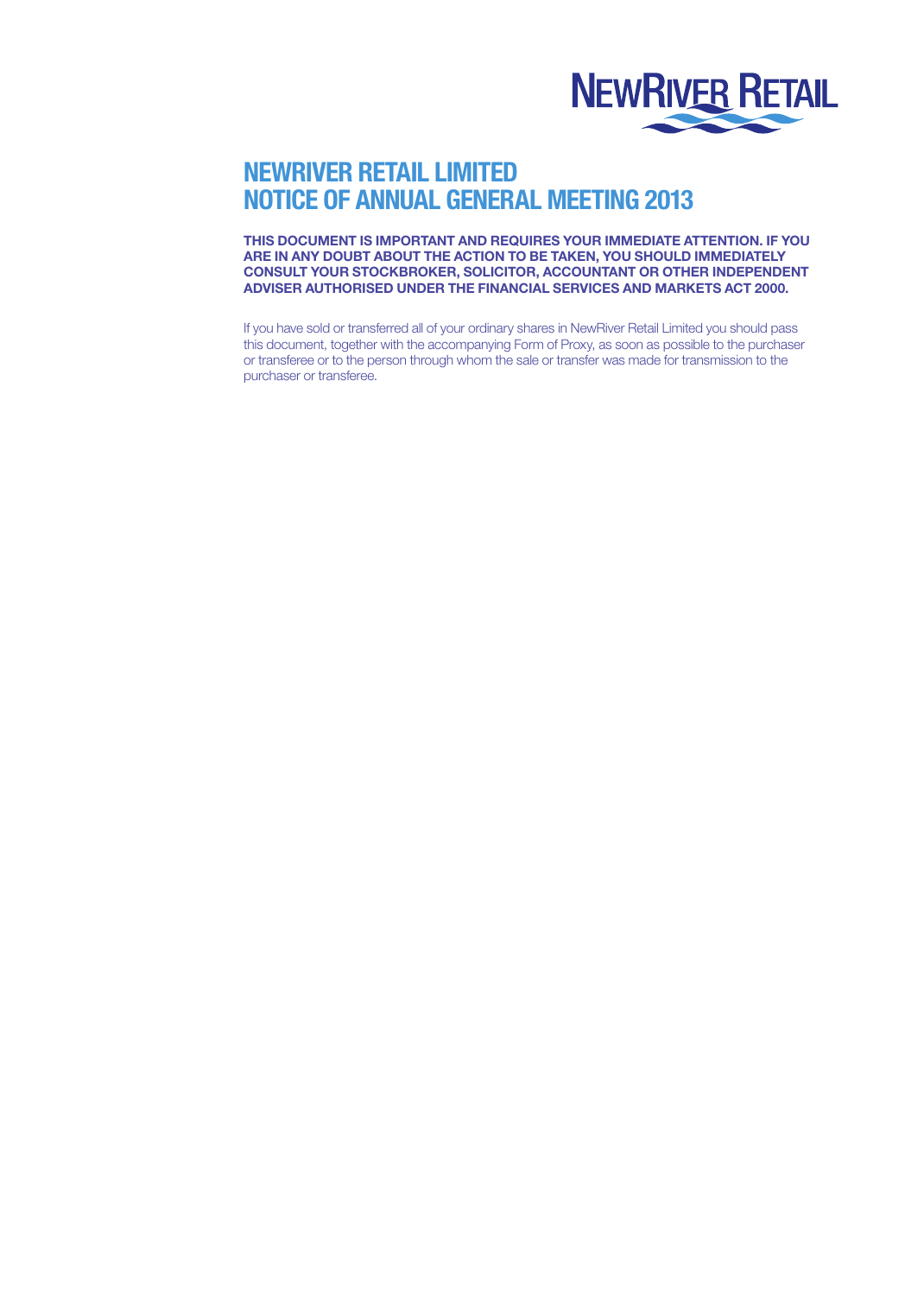NEWRIVER RETAIL

# NEWRIVER RETAIL LIMITED
# NOTICE OF ANNUAL GENERAL MEETING 2013

**THIS DOCUMENT IS IMPORTANT AND REQUIRES YOUR IMMEDIATE ATTENTION. IF YOU ARE IN ANY DOUBT ABOUT THE ACTION TO BE TAKEN, YOU SHOULD IMMEDIATELY CONSULT YOUR STOCKBROKER, SOLICITOR, ACCOUNTANT OR OTHER INDEPENDENT ADVISER AUTHORISED UNDER THE FINANCIAL SERVICES AND MARKETS ACT 2000.**

If you have sold or transferred all of your ordinary shares in NewRiver Retail Limited you should pass this document, together with the accompanying Form of Proxy, as soon as possible to the purchaser or transferee or to the person through whom the sale or transfer was made for transmission to the purchaser or transferee.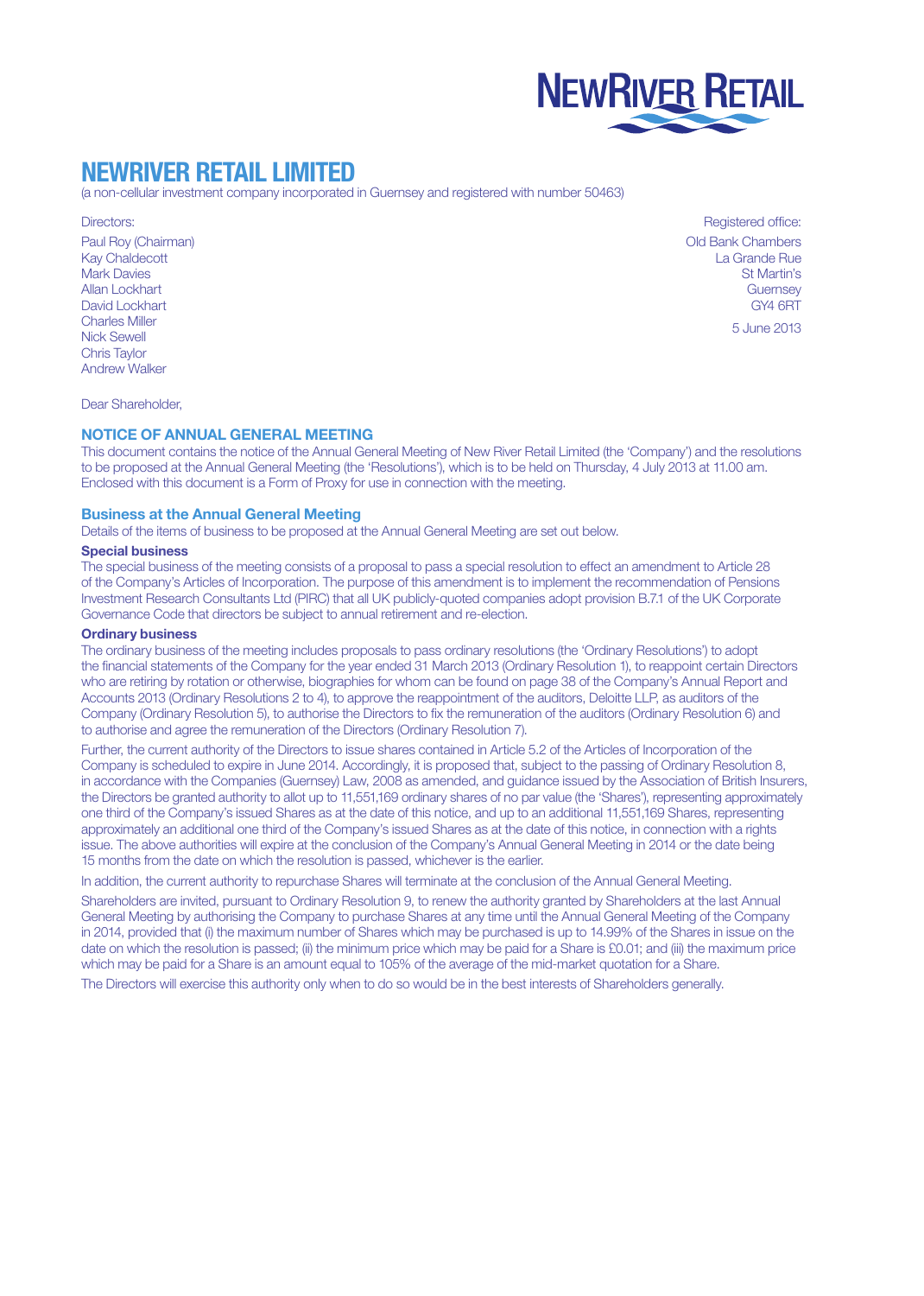NEWRIVER RETAIL

# NEWRIVER RETAIL LIMITED

(a non-cellular investment company incorporated in Guernsey and registered with number 50463)

Directors:

Paul Roy (Chairman)
Kay Chaldecott
Mark Davies
Allan Lockhart
David Lockhart
Charles Miller
Nick Sewell
Chris Taylor
Andrew Walker

Registered office:

Old Bank Chambers
La Grande Rue
St Martin's
Guernsey
GY4 6RT

5 June 2013

Dear Shareholder,

## NOTICE OF ANNUAL GENERAL MEETING

This document contains the notice of the Annual General Meeting of New River Retail Limited (the 'Company') and the resolutions to be proposed at the Annual General Meeting (the 'Resolutions'), which is to be held on Thursday, 4 July 2013 at 11.00 am. Enclosed with this document is a Form of Proxy for use in connection with the meeting.

### Business at the Annual General Meeting

Details of the items of business to be proposed at the Annual General Meeting are set out below.

**Special business**

The special business of the meeting consists of a proposal to pass a special resolution to effect an amendment to Article 28 of the Company's Articles of Incorporation. The purpose of this amendment is to implement the recommendation of Pensions Investment Research Consultants Ltd (PIRC) that all UK publicly-quoted companies adopt provision B.7.1 of the UK Corporate Governance Code that directors be subject to annual retirement and re-election.

**Ordinary business**

The ordinary business of the meeting includes proposals to pass ordinary resolutions (the 'Ordinary Resolutions') to adopt the financial statements of the Company for the year ended 31 March 2013 (Ordinary Resolution 1), to reappoint certain Directors who are retiring by rotation or otherwise, biographies for whom can be found on page 38 of the Company's Annual Report and Accounts 2013 (Ordinary Resolutions 2 to 4), to approve the reappointment of the auditors, Deloitte LLP, as auditors of the Company (Ordinary Resolution 5), to authorise the Directors to fix the remuneration of the auditors (Ordinary Resolution 6) and to authorise and agree the remuneration of the Directors (Ordinary Resolution 7).

Further, the current authority of the Directors to issue shares contained in Article 5.2 of the Articles of Incorporation of the Company is scheduled to expire in June 2014. Accordingly, it is proposed that, subject to the passing of Ordinary Resolution 8, in accordance with the Companies (Guernsey) Law, 2008 as amended, and guidance issued by the Association of British Insurers, the Directors be granted authority to allot up to 11,551,169 ordinary shares of no par value (the 'Shares'), representing approximately one third of the Company's issued Shares as at the date of this notice, and up to an additional 11,551,169 Shares, representing approximately an additional one third of the Company's issued Shares as at the date of this notice, in connection with a rights issue. The above authorities will expire at the conclusion of the Company's Annual General Meeting in 2014 or the date being 15 months from the date on which the resolution is passed, whichever is the earlier.

In addition, the current authority to repurchase Shares will terminate at the conclusion of the Annual General Meeting.

Shareholders are invited, pursuant to Ordinary Resolution 9, to renew the authority granted by Shareholders at the last Annual General Meeting by authorising the Company to purchase Shares at any time until the Annual General Meeting of the Company in 2014, provided that (i) the maximum number of Shares which may be purchased is up to 14.99% of the Shares in issue on the date on which the resolution is passed; (ii) the minimum price which may be paid for a Share is £0.01; and (iii) the maximum price which may be paid for a Share is an amount equal to 105% of the average of the mid-market quotation for a Share.

The Directors will exercise this authority only when to do so would be in the best interests of Shareholders generally.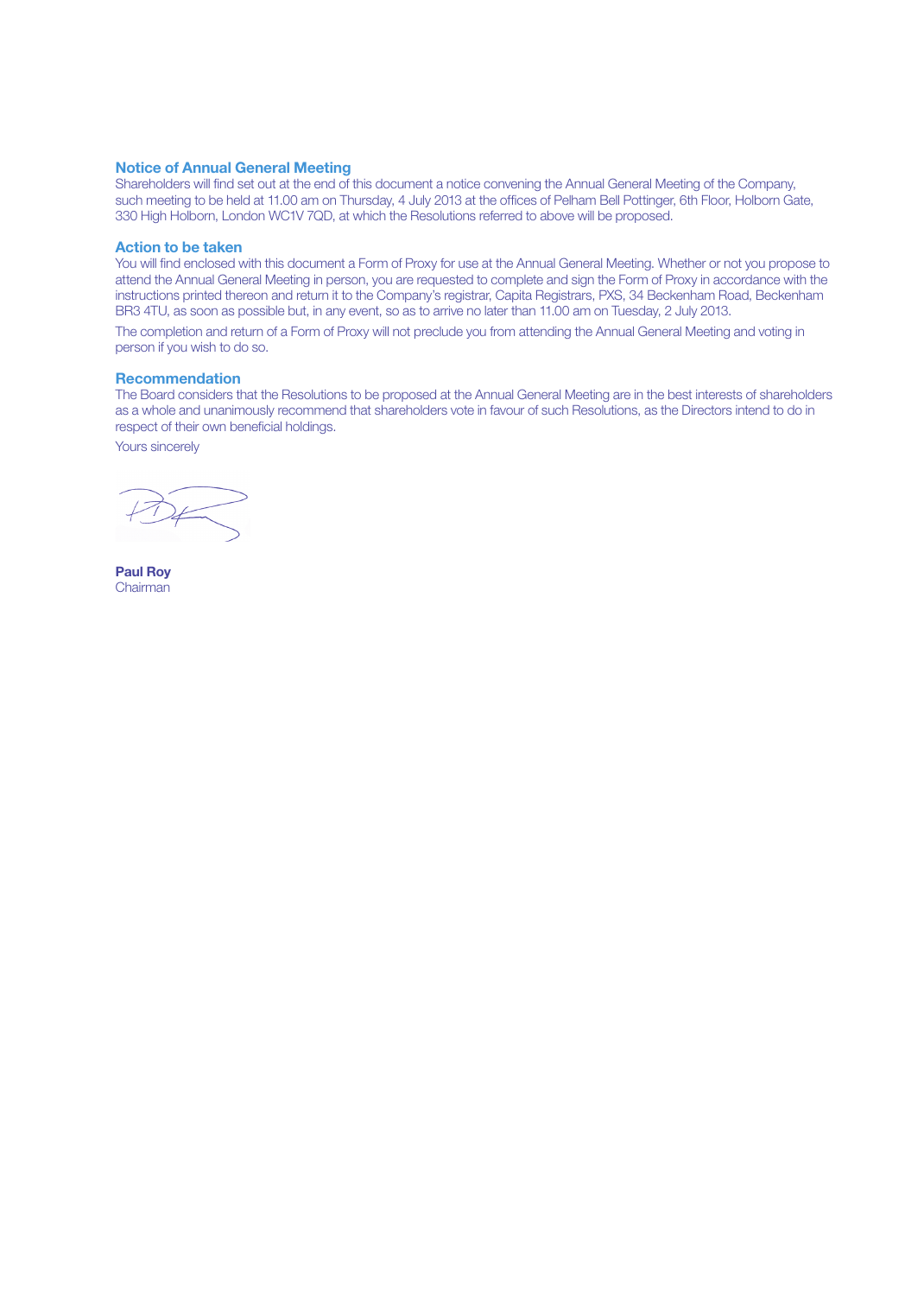## Notice of Annual General Meeting

Shareholders will find set out at the end of this document a notice convening the Annual General Meeting of the Company, such meeting to be held at 11.00 am on Thursday, 4 July 2013 at the offices of Pelham Bell Pottinger, 6th Floor, Holborn Gate, 330 High Holborn, London WC1V 7QD, at which the Resolutions referred to above will be proposed.

## Action to be taken

You will find enclosed with this document a Form of Proxy for use at the Annual General Meeting. Whether or not you propose to attend the Annual General Meeting in person, you are requested to complete and sign the Form of Proxy in accordance with the instructions printed thereon and return it to the Company's registrar, Capita Registrars, PXS, 34 Beckenham Road, Beckenham BR3 4TU, as soon as possible but, in any event, so as to arrive no later than 11.00 am on Tuesday, 2 July 2013.

The completion and return of a Form of Proxy will not preclude you from attending the Annual General Meeting and voting in person if you wish to do so.

## Recommendation

The Board considers that the Resolutions to be proposed at the Annual General Meeting are in the best interests of shareholders as a whole and unanimously recommend that shareholders vote in favour of such Resolutions, as the Directors intend to do in respect of their own beneficial holdings.

Yours sincerely

**Paul Roy**
Chairman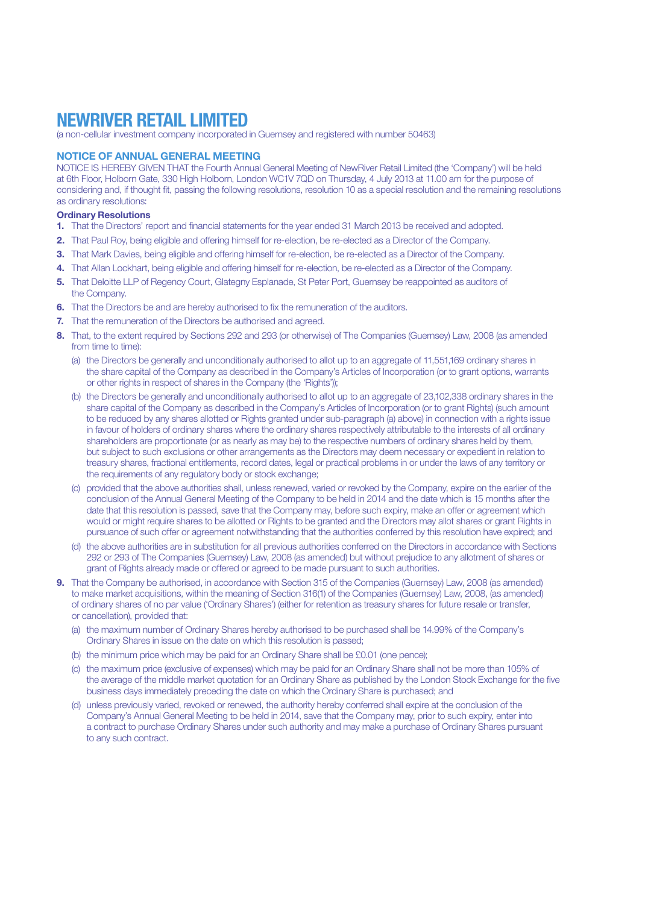# NEWRIVER RETAIL LIMITED

(a non-cellular investment company incorporated in Guernsey and registered with number 50463)

## NOTICE OF ANNUAL GENERAL MEETING

NOTICE IS HEREBY GIVEN THAT the Fourth Annual General Meeting of NewRiver Retail Limited (the 'Company') will be held at 6th Floor, Holborn Gate, 330 High Holborn, London WC1V 7QD on Thursday, 4 July 2013 at 11.00 am for the purpose of considering and, if thought fit, passing the following resolutions, resolution 10 as a special resolution and the remaining resolutions as ordinary resolutions:

### Ordinary Resolutions

1. That the Directors' report and financial statements for the year ended 31 March 2013 be received and adopted.
2. That Paul Roy, being eligible and offering himself for re-election, be re-elected as a Director of the Company.
3. That Mark Davies, being eligible and offering himself for re-election, be re-elected as a Director of the Company.
4. That Allan Lockhart, being eligible and offering himself for re-election, be re-elected as a Director of the Company.
5. That Deloitte LLP of Regency Court, Glategny Esplanade, St Peter Port, Guernsey be reappointed as auditors of the Company.
6. That the Directors be and are hereby authorised to fix the remuneration of the auditors.
7. That the remuneration of the Directors be authorised and agreed.
8. That, to the extent required by Sections 292 and 293 (or otherwise) of The Companies (Guernsey) Law, 2008 (as amended from time to time):
   (a) the Directors be generally and unconditionally authorised to allot up to an aggregate of 11,551,169 ordinary shares in the share capital of the Company as described in the Company's Articles of Incorporation (or to grant options, warrants or other rights in respect of shares in the Company (the 'Rights'));
   (b) the Directors be generally and unconditionally authorised to allot up to an aggregate of 23,102,338 ordinary shares in the share capital of the Company as described in the Company's Articles of Incorporation (or to grant Rights) (such amount to be reduced by any shares allotted or Rights granted under sub-paragraph (a) above) in connection with a rights issue in favour of holders of ordinary shares where the ordinary shares respectively attributable to the interests of all ordinary shareholders are proportionate (or as nearly as may be) to the respective numbers of ordinary shares held by them, but subject to such exclusions or other arrangements as the Directors may deem necessary or expedient in relation to treasury shares, fractional entitlements, record dates, legal or practical problems in or under the laws of any territory or the requirements of any regulatory body or stock exchange;
   (c) provided that the above authorities shall, unless renewed, varied or revoked by the Company, expire on the earlier of the conclusion of the Annual General Meeting of the Company to be held in 2014 and the date which is 15 months after the date that this resolution is passed, save that the Company may, before such expiry, make an offer or agreement which would or might require shares to be allotted or Rights to be granted and the Directors may allot shares or grant Rights in pursuance of such offer or agreement notwithstanding that the authorities conferred by this resolution have expired; and
   (d) the above authorities are in substitution for all previous authorities conferred on the Directors in accordance with Sections 292 or 293 of The Companies (Guernsey) Law, 2008 (as amended) but without prejudice to any allotment of shares or grant of Rights already made or offered or agreed to be made pursuant to such authorities.
9. That the Company be authorised, in accordance with Section 315 of the Companies (Guernsey) Law, 2008 (as amended) to make market acquisitions, within the meaning of Section 316(1) of the Companies (Guernsey) Law, 2008, (as amended) of ordinary shares of no par value ('Ordinary Shares') (either for retention as treasury shares for future resale or transfer, or cancellation), provided that:
   (a) the maximum number of Ordinary Shares hereby authorised to be purchased shall be 14.99% of the Company's Ordinary Shares in issue on the date on which this resolution is passed;
   (b) the minimum price which may be paid for an Ordinary Share shall be £0.01 (one pence);
   (c) the maximum price (exclusive of expenses) which may be paid for an Ordinary Share shall not be more than 105% of the average of the middle market quotation for an Ordinary Share as published by the London Stock Exchange for the five business days immediately preceding the date on which the Ordinary Share is purchased; and
   (d) unless previously varied, revoked or renewed, the authority hereby conferred shall expire at the conclusion of the Company's Annual General Meeting to be held in 2014, save that the Company may, prior to such expiry, enter into a contract to purchase Ordinary Shares under such authority and may make a purchase of Ordinary Shares pursuant to any such contract.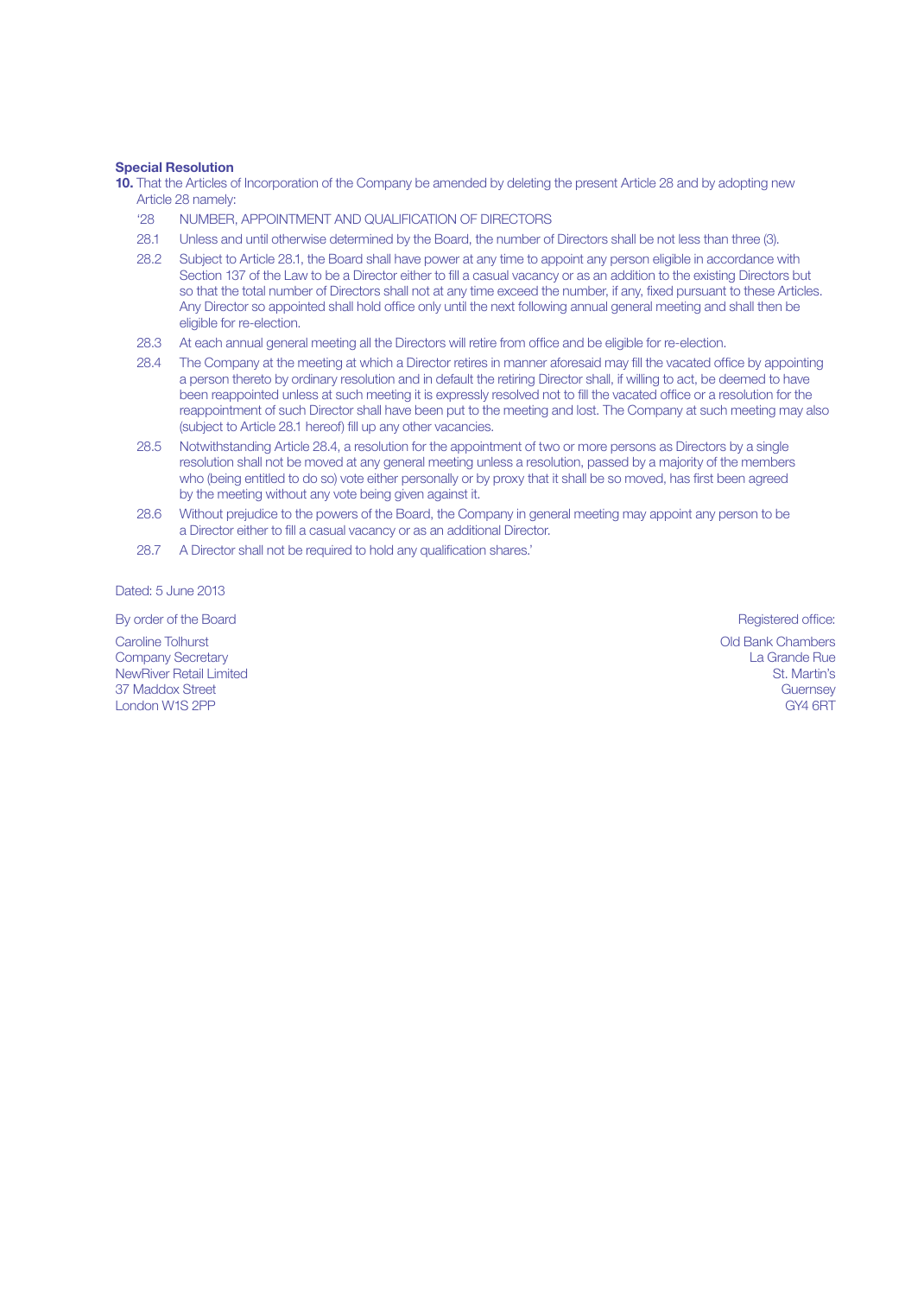**Special Resolution**

**10.** That the Articles of Incorporation of the Company be amended by deleting the present Article 28 and by adopting new Article 28 namely:

'28 NUMBER, APPOINTMENT AND QUALIFICATION OF DIRECTORS

28.1 Unless and until otherwise determined by the Board, the number of Directors shall be not less than three (3).

28.2 Subject to Article 28.1, the Board shall have power at any time to appoint any person eligible in accordance with Section 137 of the Law to be a Director either to fill a casual vacancy or as an addition to the existing Directors but so that the total number of Directors shall not at any time exceed the number, if any, fixed pursuant to these Articles. Any Director so appointed shall hold office only until the next following annual general meeting and shall then be eligible for re-election.

28.3 At each annual general meeting all the Directors will retire from office and be eligible for re-election.

28.4 The Company at the meeting at which a Director retires in manner aforesaid may fill the vacated office by appointing a person thereto by ordinary resolution and in default the retiring Director shall, if willing to act, be deemed to have been reappointed unless at such meeting it is expressly resolved not to fill the vacated office or a resolution for the reappointment of such Director shall have been put to the meeting and lost. The Company at such meeting may also (subject to Article 28.1 hereof) fill up any other vacancies.

28.5 Notwithstanding Article 28.4, a resolution for the appointment of two or more persons as Directors by a single resolution shall not be moved at any general meeting unless a resolution, passed by a majority of the members who (being entitled to do so) vote either personally or by proxy that it shall be so moved, has first been agreed by the meeting without any vote being given against it.

28.6 Without prejudice to the powers of the Board, the Company in general meeting may appoint any person to be a Director either to fill a casual vacancy or as an additional Director.

28.7 A Director shall not be required to hold any qualification shares.'

Dated: 5 June 2013

By order of the Board

Caroline Tolhurst
Company Secretary
NewRiver Retail Limited
37 Maddox Street
London W1S 2PP

Registered office:

Old Bank Chambers
La Grande Rue
St. Martin's
Guernsey
GY4 6RT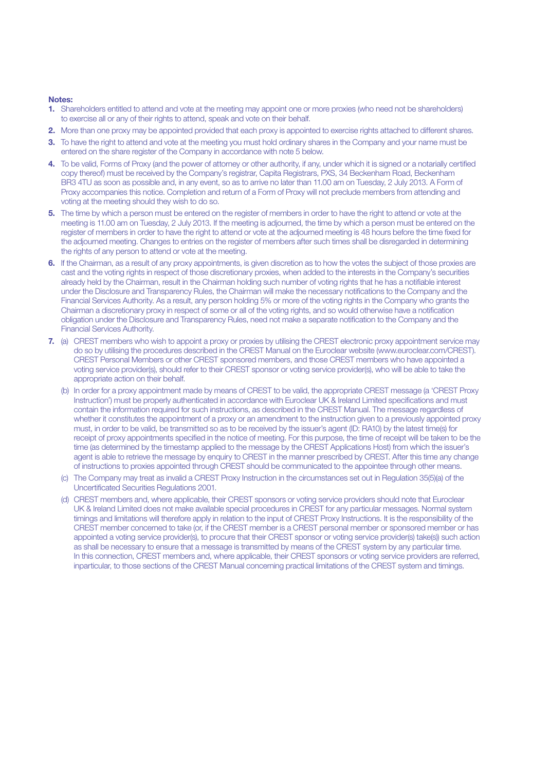**Notes:**

1. Shareholders entitled to attend and vote at the meeting may appoint one or more proxies (who need not be shareholders) to exercise all or any of their rights to attend, speak and vote on their behalf.
2. More than one proxy may be appointed provided that each proxy is appointed to exercise rights attached to different shares.
3. To have the right to attend and vote at the meeting you must hold ordinary shares in the Company and your name must be entered on the share register of the Company in accordance with note 5 below.
4. To be valid, Forms of Proxy (and the power of attorney or other authority, if any, under which it is signed or a notarially certified copy thereof) must be received by the Company's registrar, Capita Registrars, PXS, 34 Beckenham Road, Beckenham BR3 4TU as soon as possible and, in any event, so as to arrive no later than 11.00 am on Tuesday, 2 July 2013. A Form of Proxy accompanies this notice. Completion and return of a Form of Proxy will not preclude members from attending and voting at the meeting should they wish to do so.
5. The time by which a person must be entered on the register of members in order to have the right to attend or vote at the meeting is 11.00 am on Tuesday, 2 July 2013. If the meeting is adjourned, the time by which a person must be entered on the register of members in order to have the right to attend or vote at the adjourned meeting is 48 hours before the time fixed for the adjourned meeting. Changes to entries on the register of members after such times shall be disregarded in determining the rights of any person to attend or vote at the meeting.
6. If the Chairman, as a result of any proxy appointments, is given discretion as to how the votes the subject of those proxies are cast and the voting rights in respect of those discretionary proxies, when added to the interests in the Company's securities already held by the Chairman, result in the Chairman holding such number of voting rights that he has a notifiable interest under the Disclosure and Transparency Rules, the Chairman will make the necessary notifications to the Company and the Financial Services Authority. As a result, any person holding 5% or more of the voting rights in the Company who grants the Chairman a discretionary proxy in respect of some or all of the voting rights, and so would otherwise have a notification obligation under the Disclosure and Transparency Rules, need not make a separate notification to the Company and the Financial Services Authority.
7. (a) CREST members who wish to appoint a proxy or proxies by utilising the CREST electronic proxy appointment service may do so by utilising the procedures described in the CREST Manual on the Euroclear website (www.euroclear.com/CREST). CREST Personal Members or other CREST sponsored members, and those CREST members who have appointed a voting service provider(s), should refer to their CREST sponsor or voting service provider(s), who will be able to take the appropriate action on their behalf.

   (b) In order for a proxy appointment made by means of CREST to be valid, the appropriate CREST message (a 'CREST Proxy Instruction') must be properly authenticated in accordance with Euroclear UK & Ireland Limited specifications and must contain the information required for such instructions, as described in the CREST Manual. The message regardless of whether it constitutes the appointment of a proxy or an amendment to the instruction given to a previously appointed proxy must, in order to be valid, be transmitted so as to be received by the issuer's agent (ID: RA10) by the latest time(s) for receipt of proxy appointments specified in the notice of meeting. For this purpose, the time of receipt will be taken to be the time (as determined by the timestamp applied to the message by the CREST Applications Host) from which the issuer's agent is able to retrieve the message by enquiry to CREST in the manner prescribed by CREST. After this time any change of instructions to proxies appointed through CREST should be communicated to the appointee through other means.

   (c) The Company may treat as invalid a CREST Proxy Instruction in the circumstances set out in Regulation 35(5)(a) of the Uncertificated Securities Regulations 2001.

   (d) CREST members and, where applicable, their CREST sponsors or voting service providers should note that Euroclear UK & Ireland Limited does not make available special procedures in CREST for any particular messages. Normal system timings and limitations will therefore apply in relation to the input of CREST Proxy Instructions. It is the responsibility of the CREST member concerned to take (or, if the CREST member is a CREST personal member or sponsored member or has appointed a voting service provider(s), to procure that their CREST sponsor or voting service provider(s) take(s)) such action as shall be necessary to ensure that a message is transmitted by means of the CREST system by any particular time. In this connection, CREST members and, where applicable, their CREST sponsors or voting service providers are referred, inparticular, to those sections of the CREST Manual concerning practical limitations of the CREST system and timings.